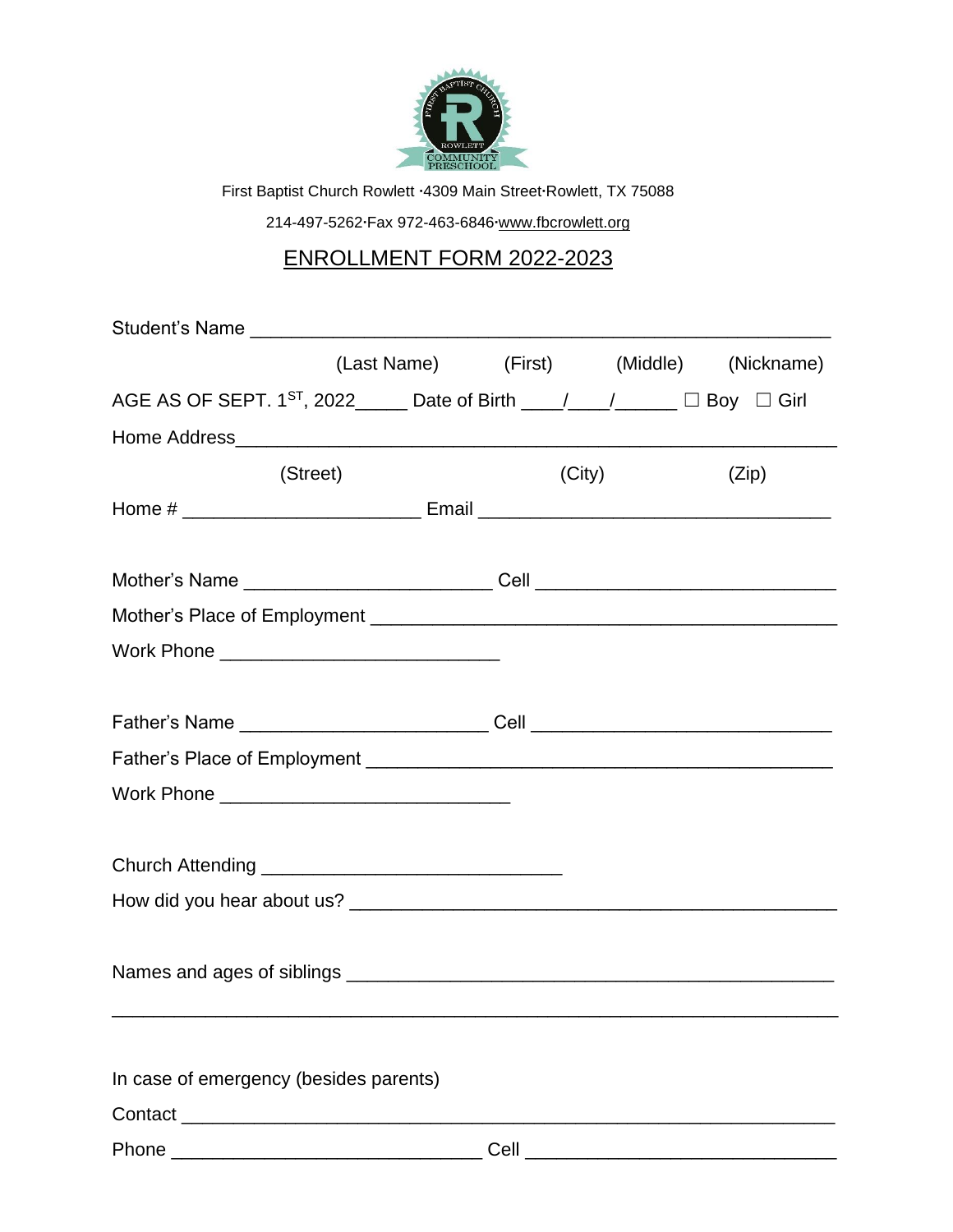First Baptist Church Rowlett ·4309 Main Street·Rowlett, TX 75088

214-497-5262·Fax 972-463-6846·www.fbcrowlett.org

# ENROLLMENT FORM 2022-2023

Student's Name ____________________________________________________

(Last Name) (First) (Middle) (Nickname)

AGE AS OF SEPT. 1ST, 2022_____ Date of Birth ____/____/______ ☐ Boy ☐ Girl

Home Address______________________________________________________

(Street) (City) (Zip)

Home # ______________________ Email _________________________________

Mother's Name _______________________ Cell ___________________________

Mother's Place of Employment __________________________________________

Work Phone __________________________

Father's Name _______________________ Cell ___________________________

Father's Place of Employment __________________________________________

Work Phone ___________________________

Church Attending ____________________________

How did you hear about us? ____________________________________________

Names and ages of siblings ____________________________________________

__________________________________________________________________

In case of emergency (besides parents)

Contact ___________________________________________________________

Phone _____________________________ Cell ____________________________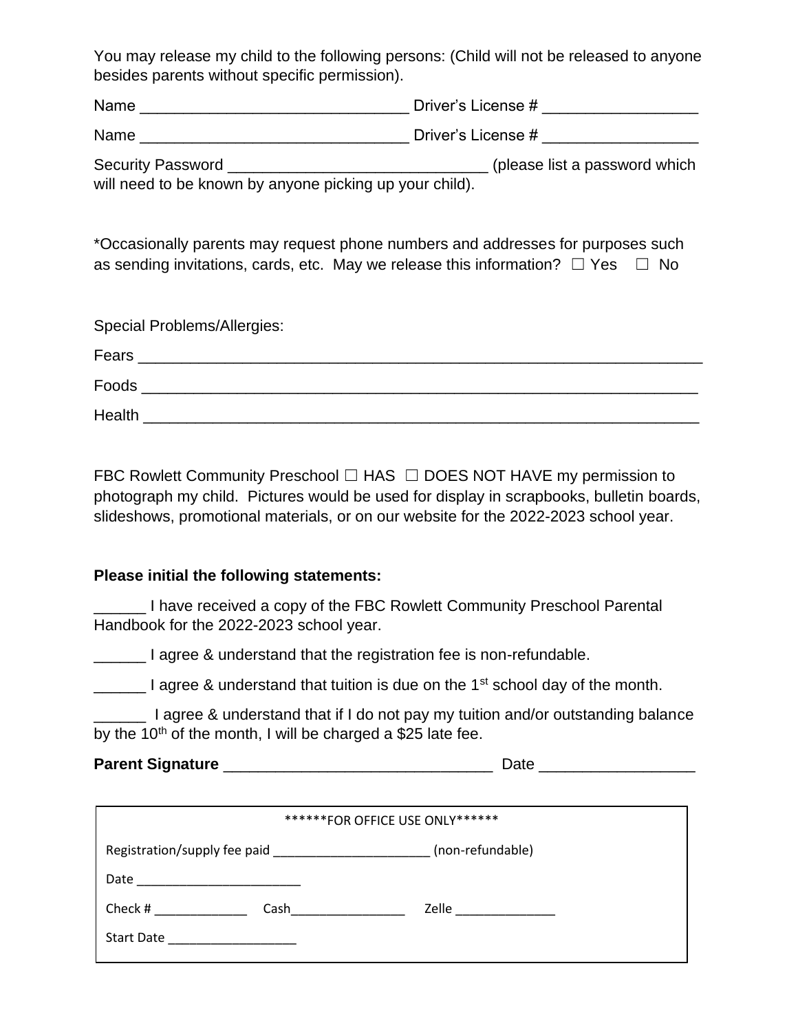You may release my child to the following persons: (Child will not be released to anyone besides parents without specific permission).

Name _______________________________ Driver's License # __________________

Name _______________________________ Driver's License # __________________

Security Password ______________________________ (please list a password which will need to be known by anyone picking up your child).

*Occasionally parents may request phone numbers and addresses for purposes such as sending invitations, cards, etc. May we release this information? ☐ Yes ☐ No

Special Problems/Allergies:

Fears ____________________________________________________________________

Foods ___________________________________________________________________

Health ___________________________________________________________________

FBC Rowlett Community Preschool ☐ HAS ☐ DOES NOT HAVE my permission to photograph my child. Pictures would be used for display in scrapbooks, bulletin boards, slideshows, promotional materials, or on our website for the 2022-2023 school year.

**Please initial the following statements:**

______ I have received a copy of the FBC Rowlett Community Preschool Parental Handbook for the 2022-2023 school year.

______ I agree & understand that the registration fee is non-refundable.

______ I agree & understand that tuition is due on the 1st school day of the month.

______ I agree & understand that if I do not pay my tuition and/or outstanding balance by the 10th of the month, I will be charged a $25 late fee.

**Parent Signature** _______________________________ Date __________________

******FOR OFFICE USE ONLY******

Registration/supply fee paid ______________________ (non-refundable)

Date ________________________

Check # _____________ Cash________________ Zelle ______________

Start Date __________________